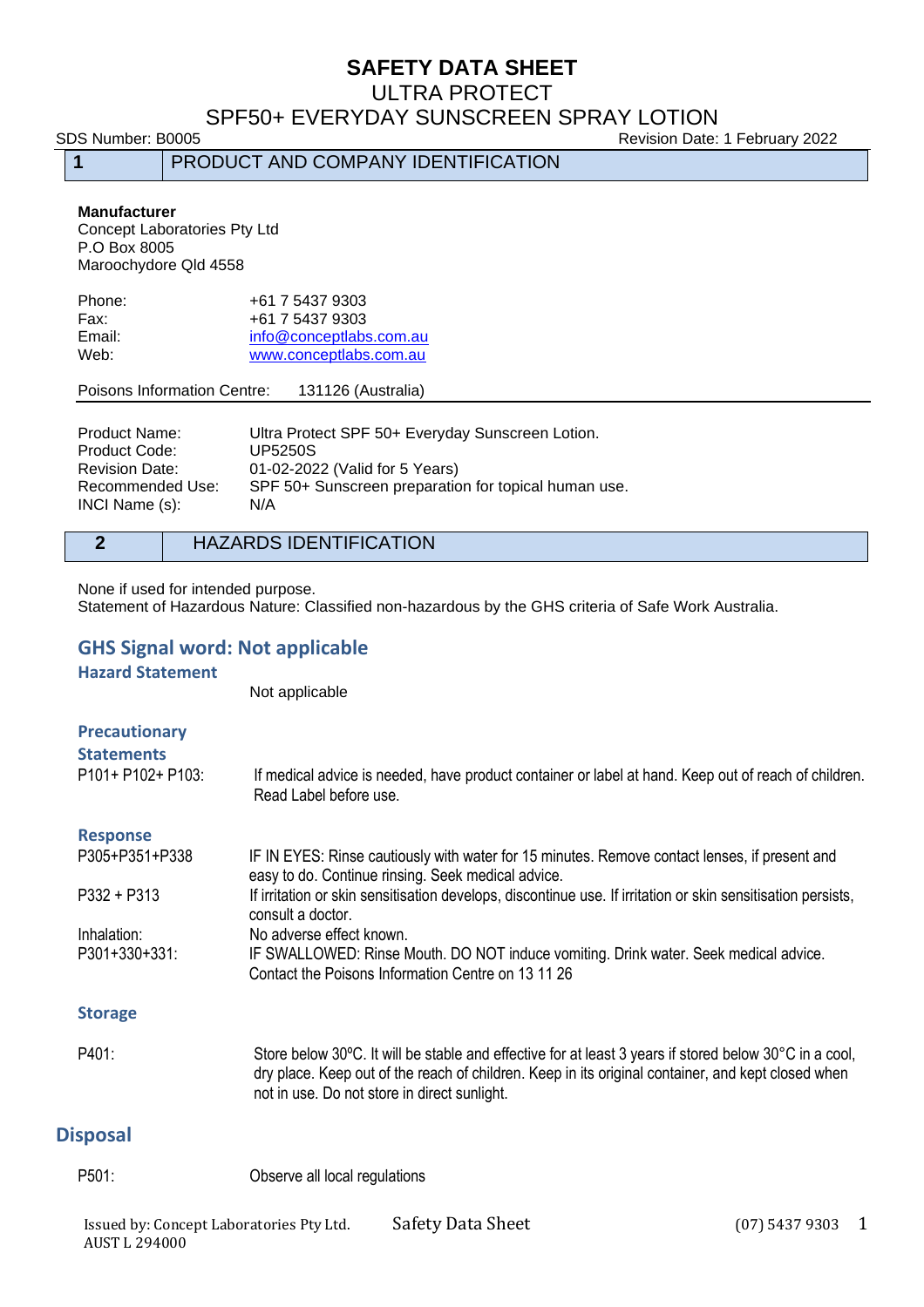# SAFETY DATA SHEET

## ULTRA PROTECT
## SPF50+ EVERYDAY SUNSCREEN SPRAY LOTION

SDS Number: B0005 Revision Date: 1 February 2022

## 1 PRODUCT AND COMPANY IDENTIFICATION

**Manufacturer**
Concept Laboratories Pty Ltd
P.O Box 8005
Maroochydore Qld 4558

| | |
|---|---|
| Phone: | +61 7 5437 9303 |
| Fax: | +61 7 5437 9303 |
| Email: | info@conceptlabs.com.au |
| Web: | www.conceptlabs.com.au |

Poisons Information Centre: 131126 (Australia)

| | |
|---|---|
| Product Name: | Ultra Protect SPF 50+ Everyday Sunscreen Lotion. |
| Product Code: | UP5250S |
| Revision Date: | 01-02-2022 (Valid for 5 Years) |
| Recommended Use: | SPF 50+ Sunscreen preparation for topical human use. |
| INCI Name (s): | N/A |

## 2 HAZARDS IDENTIFICATION

None if used for intended purpose.
Statement of Hazardous Nature: Classified non-hazardous by the GHS criteria of Safe Work Australia.

### GHS Signal word: Not applicable

**Hazard Statement**

Not applicable

**Precautionary Statements**

| | |
|---|---|
| P101+ P102+ P103: | If medical advice is needed, have product container or label at hand. Keep out of reach of children. Read Label before use. |

**Response**

| | |
|---|---|
| P305+P351+P338 | IF IN EYES: Rinse cautiously with water for 15 minutes. Remove contact lenses, if present and easy to do. Continue rinsing. Seek medical advice. |
| P332 + P313 | If irritation or skin sensitisation develops, discontinue use. If irritation or skin sensitisation persists, consult a doctor. |
| Inhalation: | No adverse effect known. |
| P301+330+331: | IF SWALLOWED: Rinse Mouth. DO NOT induce vomiting. Drink water. Seek medical advice. Contact the Poisons Information Centre on 13 11 26 |

**Storage**

| | |
|---|---|
| P401: | Store below 30ºC. It will be stable and effective for at least 3 years if stored below 30°C in a cool, dry place. Keep out of the reach of children. Keep in its original container, and kept closed when not in use. Do not store in direct sunlight. |

### Disposal

| | |
|---|---|
| P501: | Observe all local regulations |

Issued by: Concept Laboratories Pty Ltd. AUST L 294000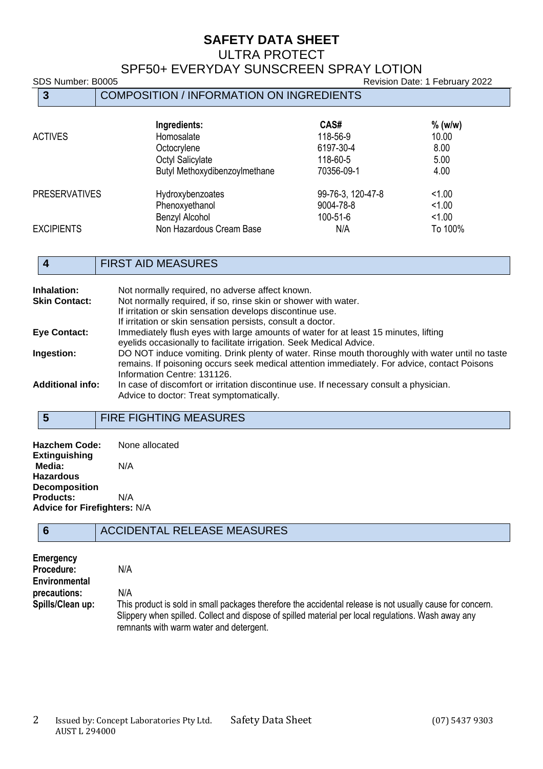# SAFETY DATA SHEET
## ULTRA PROTECT
## SPF50+ EVERYDAY SUNSCREEN SPRAY LOTION

SDS Number: B0005 Revision Date: 1 February 2022

## 3 COMPOSITION / INFORMATION ON INGREDIENTS

| | Ingredients: | CAS# | % (w/w) |
|---|---|---|---|
| ACTIVES | Homosalate | 118-56-9 | 10.00 |
| | Octocrylene | 6197-30-4 | 8.00 |
| | Octyl Salicylate | 118-60-5 | 5.00 |
| | Butyl Methoxydibenzoylmethane | 70356-09-1 | 4.00 |
| PRESERVATIVES | Hydroxybenzoates | 99-76-3, 120-47-8 | <1.00 |
| | Phenoxyethanol | 9004-78-8 | <1.00 |
| | Benzyl Alcohol | 100-51-6 | <1.00 |
| EXCIPIENTS | Non Hazardous Cream Base | N/A | To 100% |

## 4 FIRST AID MEASURES

**Inhalation:** Not normally required, no adverse affect known.

**Skin Contact:** Not normally required, if so, rinse skin or shower with water.
If irritation or skin sensation develops discontinue use.
If irritation or skin sensation persists, consult a doctor.

**Eye Contact:** Immediately flush eyes with large amounts of water for at least 15 minutes, lifting eyelids occasionally to facilitate irrigation. Seek Medical Advice.

**Ingestion:** DO NOT induce vomiting. Drink plenty of water. Rinse mouth thoroughly with water until no taste remains. If poisoning occurs seek medical attention immediately. For advice, contact Poisons Information Centre: 131126.

**Additional info:** In case of discomfort or irritation discontinue use. If necessary consult a physician.
Advice to doctor: Treat symptomatically.

## 5 FIRE FIGHTING MEASURES

**Hazchem Code:** None allocated

**Extinguishing Media:** N/A

**Hazardous Decomposition Products:** N/A

**Advice for Firefighters:** N/A

## 6 ACCIDENTAL RELEASE MEASURES

**Emergency Procedure:** N/A

**Environmental precautions:** N/A

**Spills/Clean up:** This product is sold in small packages therefore the accidental release is not usually cause for concern. Slippery when spilled. Collect and dispose of spilled material per local regulations. Wash away any remnants with warm water and detergent.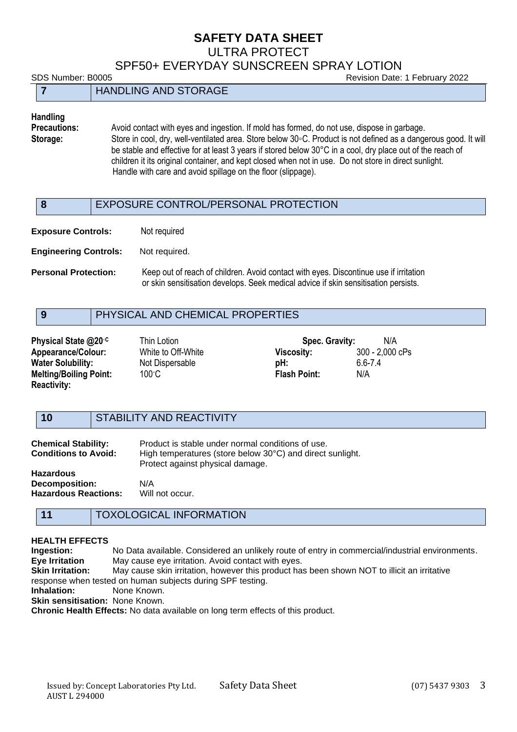# SAFETY DATA SHEET

ULTRA PROTECT

SPF50+ EVERYDAY SUNSCREEN SPRAY LOTION

SDS Number: B0005 Revision Date: 1 February 2022

## 7 HANDLING AND STORAGE

**Handling Precautions:** Avoid contact with eyes and ingestion. If mold has formed, do not use, dispose in garbage.

**Storage:** Store in cool, dry, well-ventilated area. Store below 30◦C. Product is not defined as a dangerous good. It will be stable and effective for at least 3 years if stored below 30°C in a cool, dry place out of the reach of children it its original container, and kept closed when not in use. Do not store in direct sunlight. Handle with care and avoid spillage on the floor (slippage).

## 8 EXPOSURE CONTROL/PERSONAL PROTECTION

**Exposure Controls:** Not required

**Engineering Controls:** Not required.

**Personal Protection:** Keep out of reach of children. Avoid contact with eyes. Discontinue use if irritation or skin sensitisation develops. Seek medical advice if skin sensitisation persists.

## 9 PHYSICAL AND CHEMICAL PROPERTIES

| | | | |
|---|---|---|---|
| **Physical State @20◦C** | Thin Lotion | **Spec. Gravity:** | N/A |
| **Appearance/Colour:** | White to Off-White | **Viscosity:** | 300 - 2,000 cPs |
| **Water Solubility:** | Not Dispersable | **pH:** | 6.6-7.4 |
| **Melting/Boiling Point:** | 100◦C | **Flash Point:** | N/A |
| **Reactivity:** | | | |

## 10 STABILITY AND REACTIVITY

**Chemical Stability:** Product is stable under normal conditions of use.

**Conditions to Avoid:** High temperatures (store below 30°C) and direct sunlight. Protect against physical damage.

**Hazardous Decomposition:** N/A

**Hazardous Reactions:** Will not occur.

## 11 TOXOLOGICAL INFORMATION

**HEALTH EFFECTS**

**Ingestion:** No Data available. Considered an unlikely route of entry in commercial/industrial environments.

**Eye Irritation** May cause eye irritation. Avoid contact with eyes.

**Skin Irritation:** May cause skin irritation, however this product has been shown NOT to illicit an irritative response when tested on human subjects during SPF testing.

**Inhalation:** None Known.

**Skin sensitisation:** None Known.

**Chronic Health Effects:** No data available on long term effects of this product.

Issued by: Concept Laboratories Pty Ltd. AUST L 294000 Safety Data Sheet (07) 5437 9303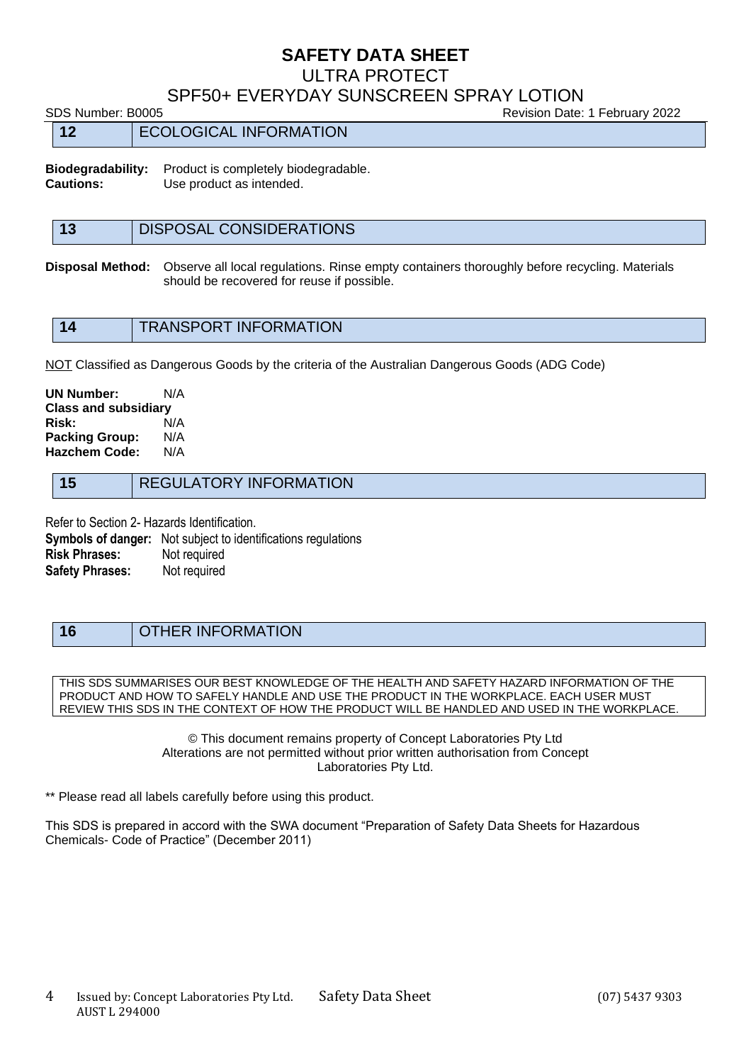## 12 ECOLOGICAL INFORMATION

**Biodegradability:** Product is completely biodegradable.
**Cautions:** Use product as intended.

## 13 DISPOSAL CONSIDERATIONS

**Disposal Method:** Observe all local regulations. Rinse empty containers thoroughly before recycling. Materials should be recovered for reuse if possible.

## 14 TRANSPORT INFORMATION

NOT Classified as Dangerous Goods by the criteria of the Australian Dangerous Goods (ADG Code)

**UN Number:** N/A
**Class and subsidiary Risk:** N/A
**Packing Group:** N/A
**Hazchem Code:** N/A

## 15 REGULATORY INFORMATION

Refer to Section 2- Hazards Identification.
**Symbols of danger:** Not subject to identifications regulations
**Risk Phrases:** Not required
**Safety Phrases:** Not required

## 16 OTHER INFORMATION

THIS SDS SUMMARISES OUR BEST KNOWLEDGE OF THE HEALTH AND SAFETY HAZARD INFORMATION OF THE PRODUCT AND HOW TO SAFELY HANDLE AND USE THE PRODUCT IN THE WORKPLACE. EACH USER MUST REVIEW THIS SDS IN THE CONTEXT OF HOW THE PRODUCT WILL BE HANDLED AND USED IN THE WORKPLACE.

© This document remains property of Concept Laboratories Pty Ltd
Alterations are not permitted without prior written authorisation from Concept Laboratories Pty Ltd.

** Please read all labels carefully before using this product.

This SDS is prepared in accord with the SWA document "Preparation of Safety Data Sheets for Hazardous Chemicals- Code of Practice" (December 2011)